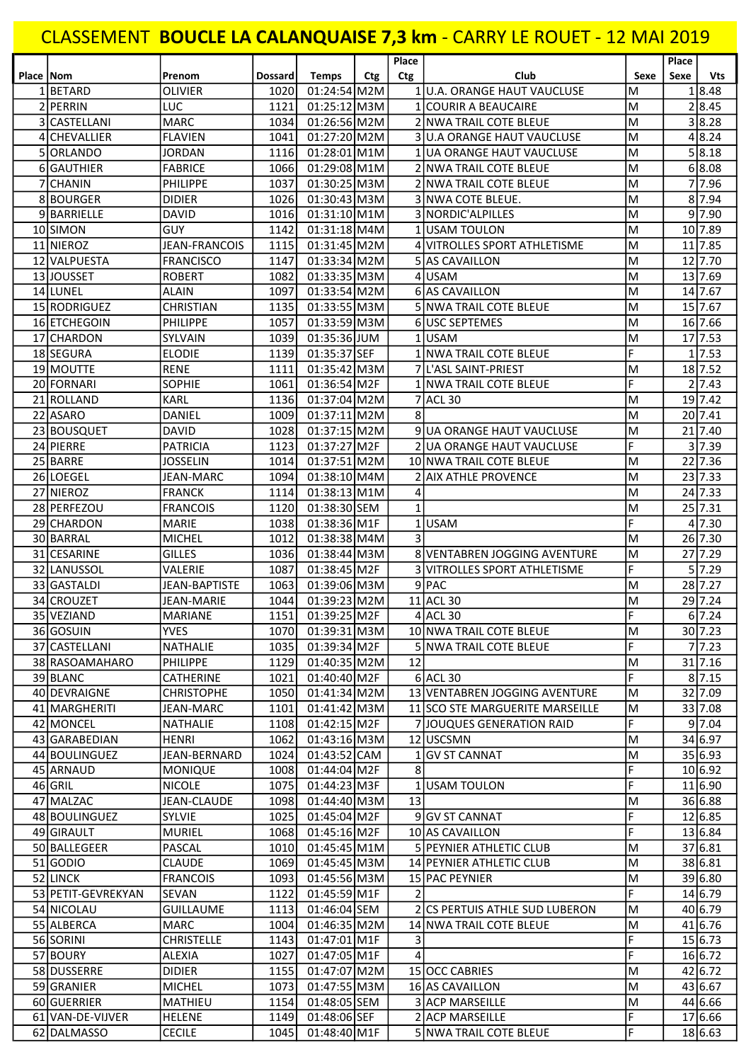# CLASSEMENT **BOUCLE LA CALANQUAISE 7,3 km** - CARRY LE ROUET - 12 MAI 2019

| Place | Nom | Prenom | Dossard | Temps | Ctg | Place Ctg | Club | Sexe | Place Sexe | Vts |
|---|---|---|---|---|---|---|---|---|---|---|
| 1 | BETARD | OLIVIER | 1020 | 01:24:54 | M2M | 1 | U.A. ORANGE HAUT VAUCLUSE | M | 1 | 8.48 |
| 2 | PERRIN | LUC | 1121 | 01:25:12 | M3M | 1 | COURIR A BEAUCAIRE | M | 2 | 8.45 |
| 3 | CASTELLANI | MARC | 1034 | 01:26:56 | M2M | 2 | NWA TRAIL COTE BLEUE | M | 3 | 8.28 |
| 4 | CHEVALLIER | FLAVIEN | 1041 | 01:27:20 | M2M | 3 | U.A ORANGE HAUT VAUCLUSE | M | 4 | 8.24 |
| 5 | ORLANDO | JORDAN | 1116 | 01:28:01 | M1M | 1 | UA ORANGE HAUT VAUCLUSE | M | 5 | 8.18 |
| 6 | GAUTHIER | FABRICE | 1066 | 01:29:08 | M1M | 2 | NWA TRAIL COTE BLEUE | M | 6 | 8.08 |
| 7 | CHANIN | PHILIPPE | 1037 | 01:30:25 | M3M | 2 | NWA TRAIL COTE BLEUE | M | 7 | 7.96 |
| 8 | BOURGER | DIDIER | 1026 | 01:30:43 | M3M | 3 | NWA COTE BLEUE. | M | 8 | 7.94 |
| 9 | BARRIELLE | DAVID | 1016 | 01:31:10 | M1M | 3 | NORDIC'ALPILLES | M | 9 | 7.90 |
| 10 | SIMON | GUY | 1142 | 01:31:18 | M4M | 1 | USAM TOULON | M | 10 | 7.89 |
| 11 | NIEROZ | JEAN-FRANCOIS | 1115 | 01:31:45 | M2M | 4 | VITROLLES SPORT ATHLETISME | M | 11 | 7.85 |
| 12 | VALPUESTA | FRANCISCO | 1147 | 01:33:34 | M2M | 5 | AS CAVAILLON | M | 12 | 7.70 |
| 13 | JOUSSET | ROBERT | 1082 | 01:33:35 | M3M | 4 | USAM | M | 13 | 7.69 |
| 14 | LUNEL | ALAIN | 1097 | 01:33:54 | M2M | 6 | AS CAVAILLON | M | 14 | 7.67 |
| 15 | RODRIGUEZ | CHRISTIAN | 1135 | 01:33:55 | M3M | 5 | NWA TRAIL COTE BLEUE | M | 15 | 7.67 |
| 16 | ETCHEGOIN | PHILIPPE | 1057 | 01:33:59 | M3M | 6 | USC SEPTEMES | M | 16 | 7.66 |
| 17 | CHARDON | SYLVAIN | 1039 | 01:35:36 | JUM | 1 | USAM | M | 17 | 7.53 |
| 18 | SEGURA | ELODIE | 1139 | 01:35:37 | SEF | 1 | NWA TRAIL COTE BLEUE | F | 1 | 7.53 |
| 19 | MOUTTE | RENE | 1111 | 01:35:42 | M3M | 7 | L'ASL SAINT-PRIEST | M | 18 | 7.52 |
| 20 | FORNARI | SOPHIE | 1061 | 01:36:54 | M2F | 1 | NWA TRAIL COTE BLEUE | F | 2 | 7.43 |
| 21 | ROLLAND | KARL | 1136 | 01:37:04 | M2M | 7 | ACL 30 | M | 19 | 7.42 |
| 22 | ASARO | DANIEL | 1009 | 01:37:11 | M2M | 8 | | M | 20 | 7.41 |
| 23 | BOUSQUET | DAVID | 1028 | 01:37:15 | M2M | 9 | UA ORANGE HAUT VAUCLUSE | M | 21 | 7.40 |
| 24 | PIERRE | PATRICIA | 1123 | 01:37:27 | M2F | 2 | UA ORANGE HAUT VAUCLUSE | F | 3 | 7.39 |
| 25 | BARRE | JOSSELIN | 1014 | 01:37:51 | M2M | 10 | NWA TRAIL COTE BLEUE | M | 22 | 7.36 |
| 26 | LOEGEL | JEAN-MARC | 1094 | 01:38:10 | M4M | 2 | AIX ATHLE PROVENCE | M | 23 | 7.33 |
| 27 | NIEROZ | FRANCK | 1114 | 01:38:13 | M1M | 4 | | M | 24 | 7.33 |
| 28 | PERFEZOU | FRANCOIS | 1120 | 01:38:30 | SEM | 1 | | M | 25 | 7.31 |
| 29 | CHARDON | MARIE | 1038 | 01:38:36 | M1F | 1 | USAM | F | 4 | 7.30 |
| 30 | BARRAL | MICHEL | 1012 | 01:38:38 | M4M | 3 | | M | 26 | 7.30 |
| 31 | CESARINE | GILLES | 1036 | 01:38:44 | M3M | 8 | VENTABREN JOGGING AVENTURE | M | 27 | 7.29 |
| 32 | LANUSSOL | VALERIE | 1087 | 01:38:45 | M2F | 3 | VITROLLES SPORT ATHLETISME | F | 5 | 7.29 |
| 33 | GASTALDI | JEAN-BAPTISTE | 1063 | 01:39:06 | M3M | 9 | PAC | M | 28 | 7.27 |
| 34 | CROUZET | JEAN-MARIE | 1044 | 01:39:23 | M2M | 11 | ACL 30 | M | 29 | 7.24 |
| 35 | VEZIAND | MARIANE | 1151 | 01:39:25 | M2F | 4 | ACL 30 | F | 6 | 7.24 |
| 36 | GOSUIN | YVES | 1070 | 01:39:31 | M3M | 10 | NWA TRAIL COTE BLEUE | M | 30 | 7.23 |
| 37 | CASTELLANI | NATHALIE | 1035 | 01:39:34 | M2F | 5 | NWA TRAIL COTE BLEUE | F | 7 | 7.23 |
| 38 | RASOAMAHARO | PHILIPPE | 1129 | 01:40:35 | M2M | 12 | | M | 31 | 7.16 |
| 39 | BLANC | CATHERINE | 1021 | 01:40:40 | M2F | 6 | ACL 30 | F | 8 | 7.15 |
| 40 | DEVRAIGNE | CHRISTOPHE | 1050 | 01:41:34 | M2M | 13 | VENTABREN JOGGING AVENTURE | M | 32 | 7.09 |
| 41 | MARGHERITI | JEAN-MARC | 1101 | 01:41:42 | M3M | 11 | SCO STE MARGUERITE MARSEILLE | M | 33 | 7.08 |
| 42 | MONCEL | NATHALIE | 1108 | 01:42:15 | M2F | 7 | JOUQUES GENERATION RAID | F | 9 | 7.04 |
| 43 | GARABEDIAN | HENRI | 1062 | 01:43:16 | M3M | 12 | USCSMN | M | 34 | 6.97 |
| 44 | BOULINGUEZ | JEAN-BERNARD | 1024 | 01:43:52 | CAM | 1 | GV ST CANNAT | M | 35 | 6.93 |
| 45 | ARNAUD | MONIQUE | 1008 | 01:44:04 | M2F | 8 | | F | 10 | 6.92 |
| 46 | GRIL | NICOLE | 1075 | 01:44:23 | M3F | 1 | USAM TOULON | F | 11 | 6.90 |
| 47 | MALZAC | JEAN-CLAUDE | 1098 | 01:44:40 | M3M | 13 | | M | 36 | 6.88 |
| 48 | BOULINGUEZ | SYLVIE | 1025 | 01:45:04 | M2F | 9 | GV ST CANNAT | F | 12 | 6.85 |
| 49 | GIRAULT | MURIEL | 1068 | 01:45:16 | M2F | 10 | AS CAVAILLON | F | 13 | 6.84 |
| 50 | BALLEGEER | PASCAL | 1010 | 01:45:45 | M1M | 5 | PEYNIER ATHLETIC CLUB | M | 37 | 6.81 |
| 51 | GODIO | CLAUDE | 1069 | 01:45:45 | M3M | 14 | PEYNIER ATHLETIC CLUB | M | 38 | 6.81 |
| 52 | LINCK | FRANCOIS | 1093 | 01:45:56 | M3M | 15 | PAC PEYNIER | M | 39 | 6.80 |
| 53 | PETIT-GEVREKYAN | SEVAN | 1122 | 01:45:59 | M1F | 2 | | F | 14 | 6.79 |
| 54 | NICOLAU | GUILLAUME | 1113 | 01:46:04 | SEM | 2 | CS PERTUIS ATHLE SUD LUBERON | M | 40 | 6.79 |
| 55 | ALBERCA | MARC | 1004 | 01:46:35 | M2M | 14 | NWA TRAIL COTE BLEUE | M | 41 | 6.76 |
| 56 | SORINI | CHRISTELLE | 1143 | 01:47:01 | M1F | 3 | | F | 15 | 6.73 |
| 57 | BOURY | ALEXIA | 1027 | 01:47:05 | M1F | 4 | | F | 16 | 6.72 |
| 58 | DUSSERRE | DIDIER | 1155 | 01:47:07 | M2M | 15 | OCC CABRIES | M | 42 | 6.72 |
| 59 | GRANIER | MICHEL | 1073 | 01:47:55 | M3M | 16 | AS CAVAILLON | M | 43 | 6.67 |
| 60 | GUERRIER | MATHIEU | 1154 | 01:48:05 | SEM | 3 | ACP MARSEILLE | M | 44 | 6.66 |
| 61 | VAN-DE-VIJVER | HELENE | 1149 | 01:48:06 | SEF | 2 | ACP MARSEILLE | F | 17 | 6.66 |
| 62 | DALMASSO | CECILE | 1045 | 01:48:40 | M1F | 5 | NWA TRAIL COTE BLEUE | F | 18 | 6.63 |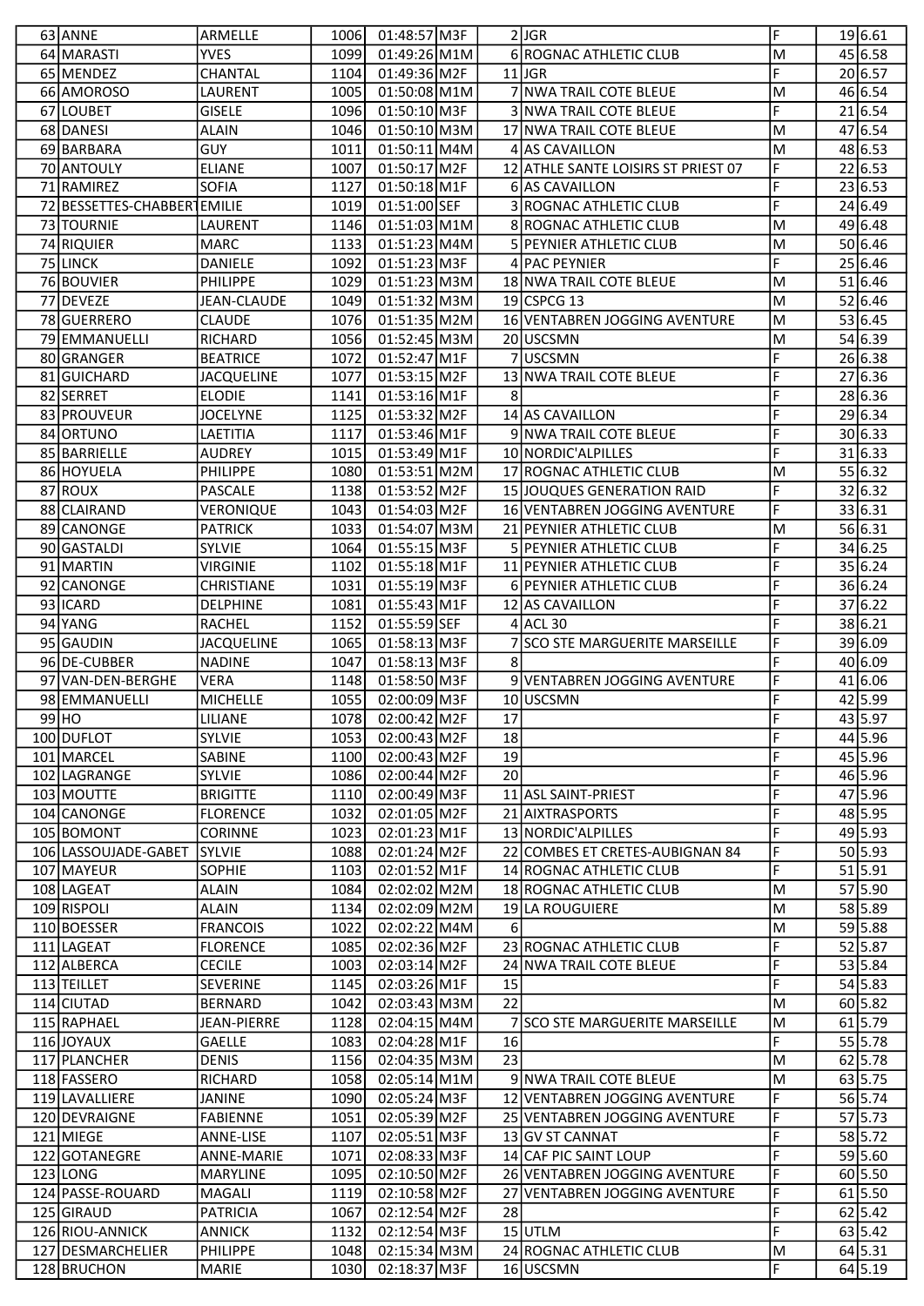| | | | | | | | | | |
|---|---|---|---|---|---|---|---|---|---|
| 63 | ANNE | ARMELLE | 1006 | 01:48:57 | M3F | 2 | JGR | F | 19 | 6.61 |
| 64 | MARASTI | YVES | 1099 | 01:49:26 | M1M | 6 | ROGNAC ATHLETIC CLUB | M | 45 | 6.58 |
| 65 | MENDEZ | CHANTAL | 1104 | 01:49:36 | M2F | 11 | JGR | F | 20 | 6.57 |
| 66 | AMOROSO | LAURENT | 1005 | 01:50:08 | M1M | 7 | NWA TRAIL COTE BLEUE | M | 46 | 6.54 |
| 67 | LOUBET | GISELE | 1096 | 01:50:10 | M3F | 3 | NWA TRAIL COTE BLEUE | F | 21 | 6.54 |
| 68 | DANESI | ALAIN | 1046 | 01:50:10 | M3M | 17 | NWA TRAIL COTE BLEUE | M | 47 | 6.54 |
| 69 | BARBARA | GUY | 1011 | 01:50:11 | M4M | 4 | AS CAVAILLON | M | 48 | 6.53 |
| 70 | ANTOULY | ELIANE | 1007 | 01:50:17 | M2F | 12 | ATHLE SANTE LOISIRS ST PRIEST 07 | F | 22 | 6.53 |
| 71 | RAMIREZ | SOFIA | 1127 | 01:50:18 | M1F | 6 | AS CAVAILLON | F | 23 | 6.53 |
| 72 | BESSETTES-CHABBERT | EMILIE | 1019 | 01:51:00 | SEF | 3 | ROGNAC ATHLETIC CLUB | F | 24 | 6.49 |
| 73 | TOURNIE | LAURENT | 1146 | 01:51:03 | M1M | 8 | ROGNAC ATHLETIC CLUB | M | 49 | 6.48 |
| 74 | RIQUIER | MARC | 1133 | 01:51:23 | M4M | 5 | PEYNIER ATHLETIC CLUB | M | 50 | 6.46 |
| 75 | LINCK | DANIELE | 1092 | 01:51:23 | M3F | 4 | PAC PEYNIER | F | 25 | 6.46 |
| 76 | BOUVIER | PHILIPPE | 1029 | 01:51:23 | M3M | 18 | NWA TRAIL COTE BLEUE | M | 51 | 6.46 |
| 77 | DEVEZE | JEAN-CLAUDE | 1049 | 01:51:32 | M3M | 19 | CSPCG 13 | M | 52 | 6.46 |
| 78 | GUERRERO | CLAUDE | 1076 | 01:51:35 | M2M | 16 | VENTABREN JOGGING AVENTURE | M | 53 | 6.45 |
| 79 | EMMANUELLI | RICHARD | 1056 | 01:52:45 | M3M | 20 | USCSMN | M | 54 | 6.39 |
| 80 | GRANGER | BEATRICE | 1072 | 01:52:47 | M1F | 7 | USCSMN | F | 26 | 6.38 |
| 81 | GUICHARD | JACQUELINE | 1077 | 01:53:15 | M2F | 13 | NWA TRAIL COTE BLEUE | F | 27 | 6.36 |
| 82 | SERRET | ELODIE | 1141 | 01:53:16 | M1F | 8 | | F | 28 | 6.36 |
| 83 | PROUVEUR | JOCELYNE | 1125 | 01:53:32 | M2F | 14 | AS CAVAILLON | F | 29 | 6.34 |
| 84 | ORTUNO | LAETITIA | 1117 | 01:53:46 | M1F | 9 | NWA TRAIL COTE BLEUE | F | 30 | 6.33 |
| 85 | BARRIELLE | AUDREY | 1015 | 01:53:49 | M1F | 10 | NORDIC'ALPILLES | F | 31 | 6.33 |
| 86 | HOYUELA | PHILIPPE | 1080 | 01:53:51 | M2M | 17 | ROGNAC ATHLETIC CLUB | M | 55 | 6.32 |
| 87 | ROUX | PASCALE | 1138 | 01:53:52 | M2F | 15 | JOUQUES GENERATION RAID | F | 32 | 6.32 |
| 88 | CLAIRAND | VERONIQUE | 1043 | 01:54:03 | M2F | 16 | VENTABREN JOGGING AVENTURE | F | 33 | 6.31 |
| 89 | CANONGE | PATRICK | 1033 | 01:54:07 | M3M | 21 | PEYNIER ATHLETIC CLUB | M | 56 | 6.31 |
| 90 | GASTALDI | SYLVIE | 1064 | 01:55:15 | M3F | 5 | PEYNIER ATHLETIC CLUB | F | 34 | 6.25 |
| 91 | MARTIN | VIRGINIE | 1102 | 01:55:18 | M1F | 11 | PEYNIER ATHLETIC CLUB | F | 35 | 6.24 |
| 92 | CANONGE | CHRISTIANE | 1031 | 01:55:19 | M3F | 6 | PEYNIER ATHLETIC CLUB | F | 36 | 6.24 |
| 93 | ICARD | DELPHINE | 1081 | 01:55:43 | M1F | 12 | AS CAVAILLON | F | 37 | 6.22 |
| 94 | YANG | RACHEL | 1152 | 01:55:59 | SEF | 4 | ACL 30 | F | 38 | 6.21 |
| 95 | GAUDIN | JACQUELINE | 1065 | 01:58:13 | M3F | 7 | SCO STE MARGUERITE MARSEILLE | F | 39 | 6.09 |
| 96 | DE-CUBBER | NADINE | 1047 | 01:58:13 | M3F | 8 | | F | 40 | 6.09 |
| 97 | VAN-DEN-BERGHE | VERA | 1148 | 01:58:50 | M3F | 9 | VENTABREN JOGGING AVENTURE | F | 41 | 6.06 |
| 98 | EMMANUELLI | MICHELLE | 1055 | 02:00:09 | M3F | 10 | USCSMN | F | 42 | 5.99 |
| 99 | HO | LILIANE | 1078 | 02:00:42 | M2F | 17 | | F | 43 | 5.97 |
| 100 | DUFLOT | SYLVIE | 1053 | 02:00:43 | M2F | 18 | | F | 44 | 5.96 |
| 101 | MARCEL | SABINE | 1100 | 02:00:43 | M2F | 19 | | F | 45 | 5.96 |
| 102 | LAGRANGE | SYLVIE | 1086 | 02:00:44 | M2F | 20 | | F | 46 | 5.96 |
| 103 | MOUTTE | BRIGITTE | 1110 | 02:00:49 | M3F | 11 | ASL SAINT-PRIEST | F | 47 | 5.96 |
| 104 | CANONGE | FLORENCE | 1032 | 02:01:05 | M2F | 21 | AIXTRASPORTS | F | 48 | 5.95 |
| 105 | BOMONT | CORINNE | 1023 | 02:01:23 | M1F | 13 | NORDIC'ALPILLES | F | 49 | 5.93 |
| 106 | LASSOUJADE-GABET | SYLVIE | 1088 | 02:01:24 | M2F | 22 | COMBES ET CRETES-AUBIGNAN 84 | F | 50 | 5.93 |
| 107 | MAYEUR | SOPHIE | 1103 | 02:01:52 | M1F | 14 | ROGNAC ATHLETIC CLUB | F | 51 | 5.91 |
| 108 | LAGEAT | ALAIN | 1084 | 02:02:02 | M2M | 18 | ROGNAC ATHLETIC CLUB | M | 57 | 5.90 |
| 109 | RISPOLI | ALAIN | 1134 | 02:02:09 | M2M | 19 | LA ROUGUIERE | M | 58 | 5.89 |
| 110 | BOESSER | FRANCOIS | 1022 | 02:02:22 | M4M | 6 | | M | 59 | 5.88 |
| 111 | LAGEAT | FLORENCE | 1085 | 02:02:36 | M2F | 23 | ROGNAC ATHLETIC CLUB | F | 52 | 5.87 |
| 112 | ALBERCA | CECILE | 1003 | 02:03:14 | M2F | 24 | NWA TRAIL COTE BLEUE | F | 53 | 5.84 |
| 113 | TEILLET | SEVERINE | 1145 | 02:03:26 | M1F | 15 | | F | 54 | 5.83 |
| 114 | CIUTAD | BERNARD | 1042 | 02:03:43 | M3M | 22 | | M | 60 | 5.82 |
| 115 | RAPHAEL | JEAN-PIERRE | 1128 | 02:04:15 | M4M | 7 | SCO STE MARGUERITE MARSEILLE | M | 61 | 5.79 |
| 116 | JOYAUX | GAELLE | 1083 | 02:04:28 | M1F | 16 | | F | 55 | 5.78 |
| 117 | PLANCHER | DENIS | 1156 | 02:04:35 | M3M | 23 | | M | 62 | 5.78 |
| 118 | FASSERO | RICHARD | 1058 | 02:05:14 | M1M | 9 | NWA TRAIL COTE BLEUE | M | 63 | 5.75 |
| 119 | LAVALLIERE | JANINE | 1090 | 02:05:24 | M3F | 12 | VENTABREN JOGGING AVENTURE | F | 56 | 5.74 |
| 120 | DEVRAIGNE | FABIENNE | 1051 | 02:05:39 | M2F | 25 | VENTABREN JOGGING AVENTURE | F | 57 | 5.73 |
| 121 | MIEGE | ANNE-LISE | 1107 | 02:05:51 | M3F | 13 | GV ST CANNAT | F | 58 | 5.72 |
| 122 | GOTANEGRE | ANNE-MARIE | 1071 | 02:08:33 | M3F | 14 | CAF PIC SAINT LOUP | F | 59 | 5.60 |
| 123 | LONG | MARYLINE | 1095 | 02:10:50 | M2F | 26 | VENTABREN JOGGING AVENTURE | F | 60 | 5.50 |
| 124 | PASSE-ROUARD | MAGALI | 1119 | 02:10:58 | M2F | 27 | VENTABREN JOGGING AVENTURE | F | 61 | 5.50 |
| 125 | GIRAUD | PATRICIA | 1067 | 02:12:54 | M2F | 28 | | F | 62 | 5.42 |
| 126 | RIOU-ANNICK | ANNICK | 1132 | 02:12:54 | M3F | 15 | UTLM | F | 63 | 5.42 |
| 127 | DESMARCHELIER | PHILIPPE | 1048 | 02:15:34 | M3M | 24 | ROGNAC ATHLETIC CLUB | M | 64 | 5.31 |
| 128 | BRUCHON | MARIE | 1030 | 02:18:37 | M3F | 16 | USCSMN | F | 64 | 5.19 |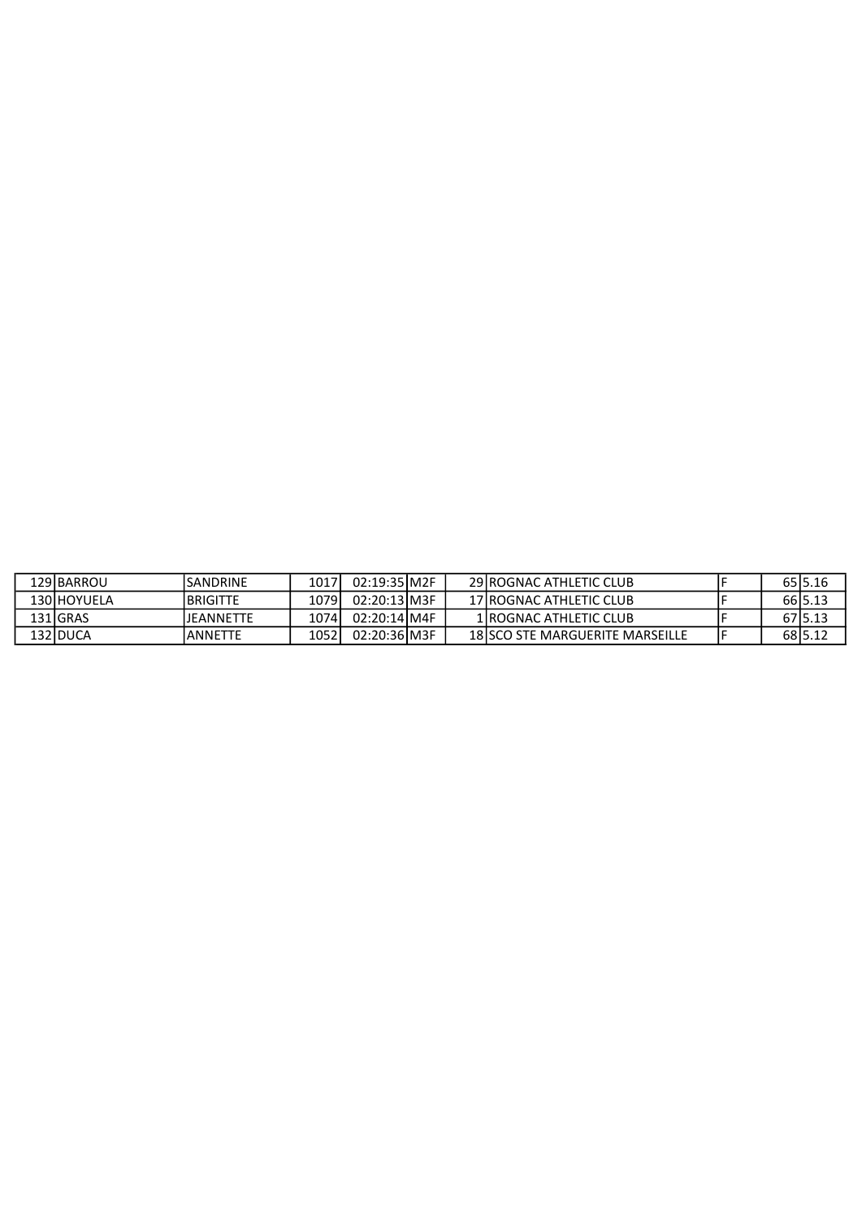| | | | | | | | | | | |
|---|---|---|---|---|---|---|---|---|---|---|
| 129 | BARROU | SANDRINE | 1017 | 02:19:35 | M2F | 29 | ROGNAC ATHLETIC CLUB | F | 65 | 5.16 |
| 130 | HOYUELA | BRIGITTE | 1079 | 02:20:13 | M3F | 17 | ROGNAC ATHLETIC CLUB | F | 66 | 5.13 |
| 131 | GRAS | JEANNETTE | 1074 | 02:20:14 | M4F | 1 | ROGNAC ATHLETIC CLUB | F | 67 | 5.13 |
| 132 | DUCA | ANNETTE | 1052 | 02:20:36 | M3F | 18 | SCO STE MARGUERITE MARSEILLE | F | 68 | 5.12 |